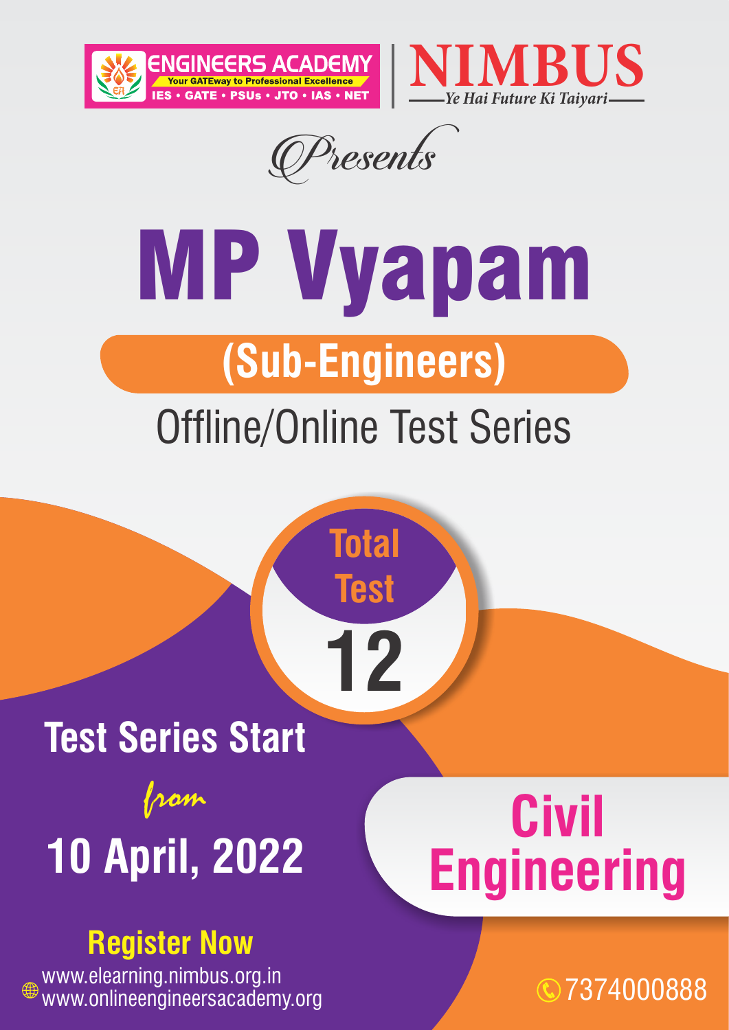ENGINEERS ACADEMY
Your GATEway to Professional Excellence
IES • GATE • PSUs • JTO • IAS • NET

NIMBUS
Ye Hai Future Ki Taiyari

*Presents*

# MP Vyapam

## (Sub-Engineers)

### Offline/Online Test Series

**Total Test**
**12**

**Test Series Start**
*from*
**10 April, 2022**

# Civil Engineering

**Register Now**

www.elearning.nimbus.org.in
www.onlineengineersacademy.org

7374000888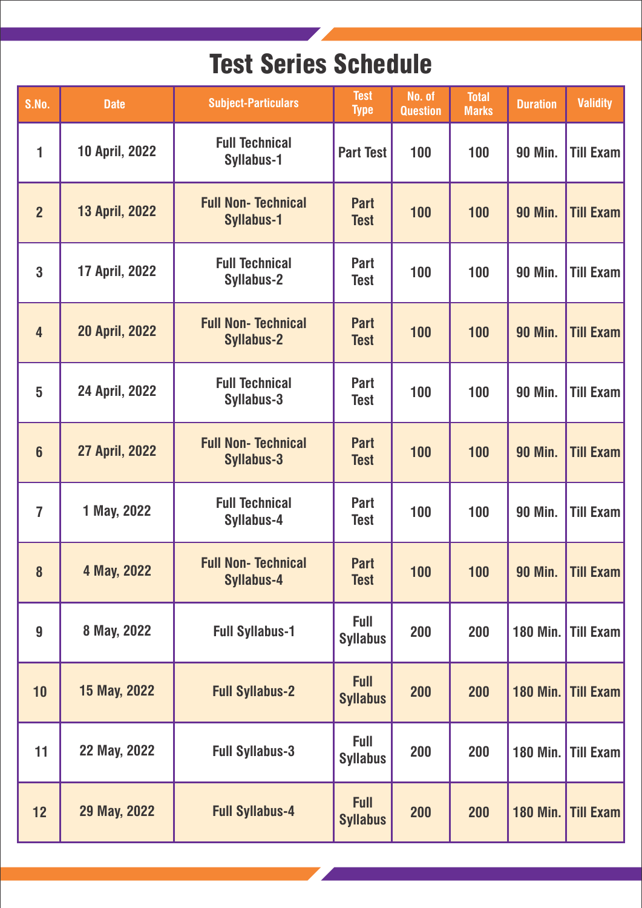# Test Series Schedule

| S.No. | Date | Subject-Particulars | Test Type | No. of Question | Total Marks | Duration | Validity |
|---|---|---|---|---|---|---|---|
| 1 | 10 April, 2022 | Full Technical Syllabus-1 | Part Test | 100 | 100 | 90 Min. | Till Exam |
| 2 | 13 April, 2022 | Full Non- Technical Syllabus-1 | Part Test | 100 | 100 | 90 Min. | Till Exam |
| 3 | 17 April, 2022 | Full Technical Syllabus-2 | Part Test | 100 | 100 | 90 Min. | Till Exam |
| 4 | 20 April, 2022 | Full Non- Technical Syllabus-2 | Part Test | 100 | 100 | 90 Min. | Till Exam |
| 5 | 24 April, 2022 | Full Technical Syllabus-3 | Part Test | 100 | 100 | 90 Min. | Till Exam |
| 6 | 27 April, 2022 | Full Non- Technical Syllabus-3 | Part Test | 100 | 100 | 90 Min. | Till Exam |
| 7 | 1 May, 2022 | Full Technical Syllabus-4 | Part Test | 100 | 100 | 90 Min. | Till Exam |
| 8 | 4 May, 2022 | Full Non- Technical Syllabus-4 | Part Test | 100 | 100 | 90 Min. | Till Exam |
| 9 | 8 May, 2022 | Full Syllabus-1 | Full Syllabus | 200 | 200 | 180 Min. | Till Exam |
| 10 | 15 May, 2022 | Full Syllabus-2 | Full Syllabus | 200 | 200 | 180 Min. | Till Exam |
| 11 | 22 May, 2022 | Full Syllabus-3 | Full Syllabus | 200 | 200 | 180 Min. | Till Exam |
| 12 | 29 May, 2022 | Full Syllabus-4 | Full Syllabus | 200 | 200 | 180 Min. | Till Exam |